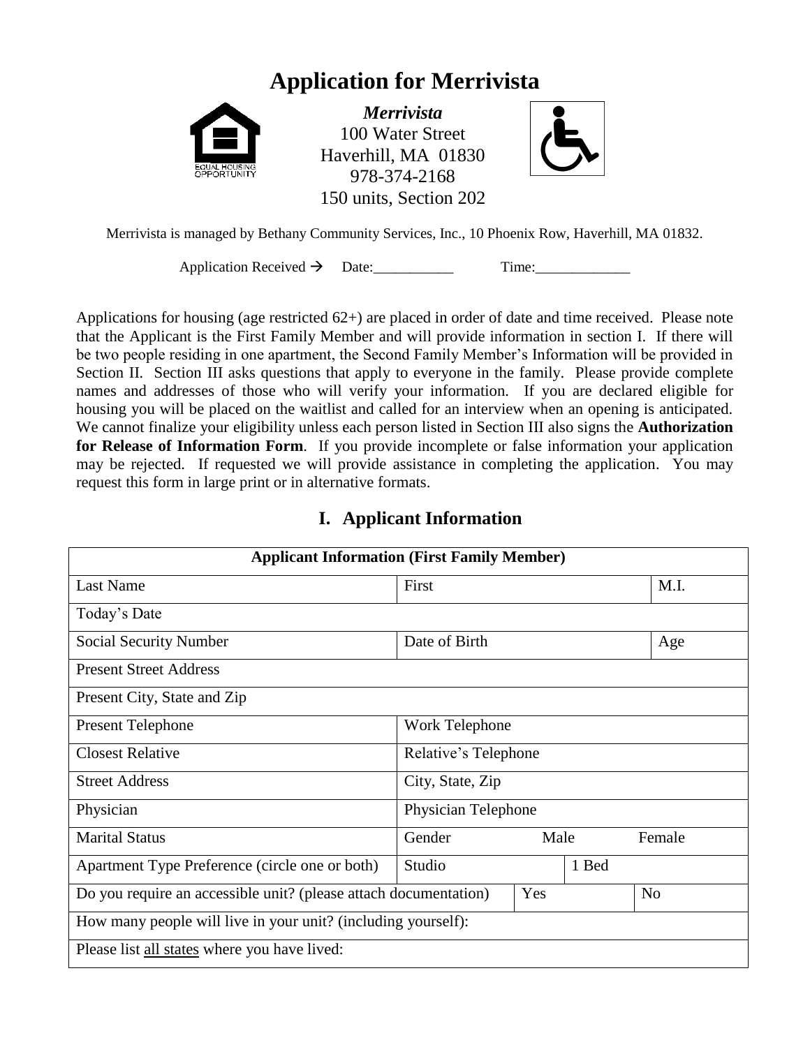# Application for Merrivista

***Merrivista***
100 Water Street
Haverhill, MA 01830
978-374-2168
150 units, Section 202

Merrivista is managed by Bethany Community Services, Inc., 10 Phoenix Row, Haverhill, MA 01832.

Application Received → Date:___________ Time:_____________

Applications for housing (age restricted 62+) are placed in order of date and time received. Please note that the Applicant is the First Family Member and will provide information in section I. If there will be two people residing in one apartment, the Second Family Member's Information will be provided in Section II. Section III asks questions that apply to everyone in the family. Please provide complete names and addresses of those who will verify your information. If you are declared eligible for housing you will be placed on the waitlist and called for an interview when an opening is anticipated. We cannot finalize your eligibility unless each person listed in Section III also signs the **Authorization for Release of Information Form**. If you provide incomplete or false information your application may be rejected. If requested we will provide assistance in completing the application. You may request this form in large print or in alternative formats.

## I. Applicant Information

| **Applicant Information (First Family Member)** | | | |
|---|---|---|---|
| Last Name | First | | M.I. |
| Today's Date | | | |
| Social Security Number | Date of Birth | | Age |
| Present Street Address | | | |
| Present City, State and Zip | | | |
| Present Telephone | Work Telephone | | |
| Closest Relative | Relative's Telephone | | |
| Street Address | City, State, Zip | | |
| Physician | Physician Telephone | | |
| Marital Status | Gender | Male | Female |
| Apartment Type Preference (circle one or both) | Studio | 1 Bed | |
| Do you require an accessible unit? (please attach documentation) | Yes | | No |
| How many people will live in your unit? (including yourself): | | | |
| Please list all states where you have lived: | | | |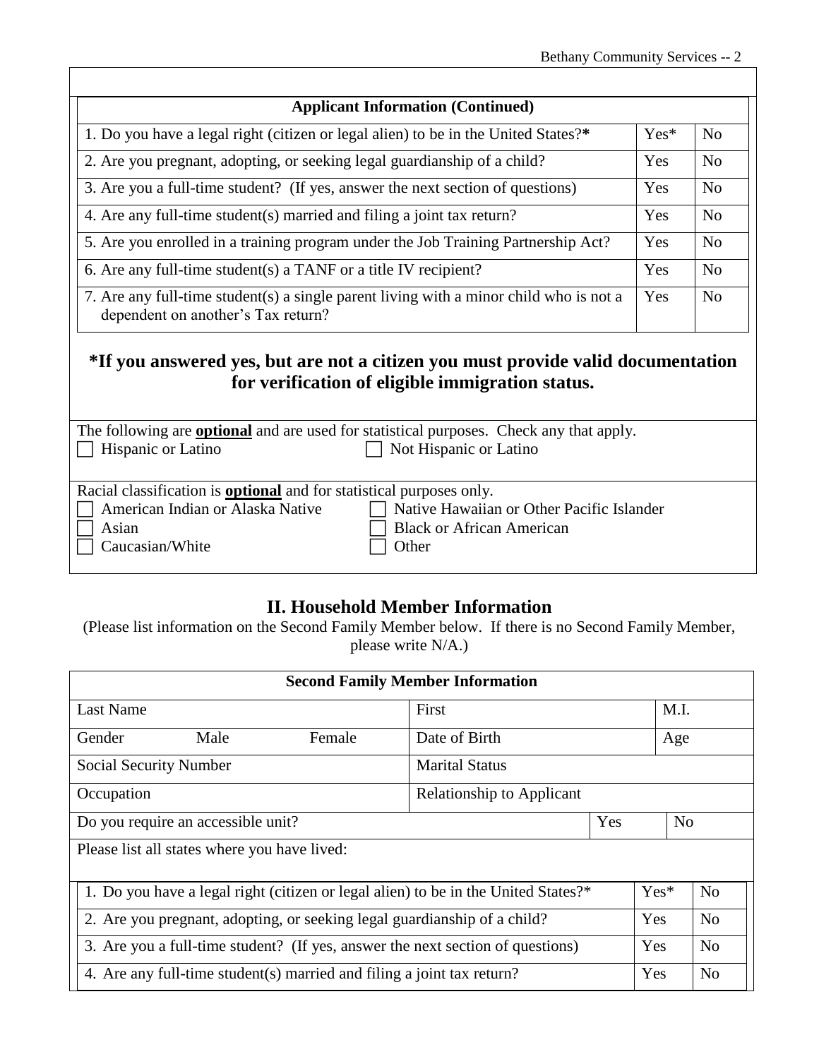| Applicant Information (Continued) | | |
|---|---|---|
| 1. Do you have a legal right (citizen or legal alien) to be in the United States?* | Yes* | No |
| 2. Are you pregnant, adopting, or seeking legal guardianship of a child? | Yes | No |
| 3. Are you a full-time student? (If yes, answer the next section of questions) | Yes | No |
| 4. Are any full-time student(s) married and filing a joint tax return? | Yes | No |
| 5. Are you enrolled in a training program under the Job Training Partnership Act? | Yes | No |
| 6. Are any full-time student(s) a TANF or a title IV recipient? | Yes | No |
| 7. Are any full-time student(s) a single parent living with a minor child who is not a dependent on another's Tax return? | Yes | No |

**\*If you answered yes, but are not a citizen you must provide valid documentation for verification of eligible immigration status.**

The following are **optional** and are used for statistical purposes. Check any that apply.

- ☐ Hispanic or Latino
- ☐ Not Hispanic or Latino

Racial classification is **optional** and for statistical purposes only.

- ☐ American Indian or Alaska Native
- ☐ Native Hawaiian or Other Pacific Islander
- ☐ Asian
- ☐ Black or African American
- ☐ Caucasian/White
- ☐ Other

## II. Household Member Information

(Please list information on the Second Family Member below. If there is no Second Family Member, please write N/A.)

| Second Family Member Information | | | |
|---|---|---|---|
| Last Name | First | | M.I. |
| Gender Male Female | Date of Birth | | Age |
| Social Security Number | Marital Status | | |
| Occupation | Relationship to Applicant | | |
| Do you require an accessible unit? | | Yes | No |
| Please list all states where you have lived: | | | |

| | | |
|---|---|---|
| 1. Do you have a legal right (citizen or legal alien) to be in the United States?* | Yes* | No |
| 2. Are you pregnant, adopting, or seeking legal guardianship of a child? | Yes | No |
| 3. Are you a full-time student? (If yes, answer the next section of questions) | Yes | No |
| 4. Are any full-time student(s) married and filing a joint tax return? | Yes | No |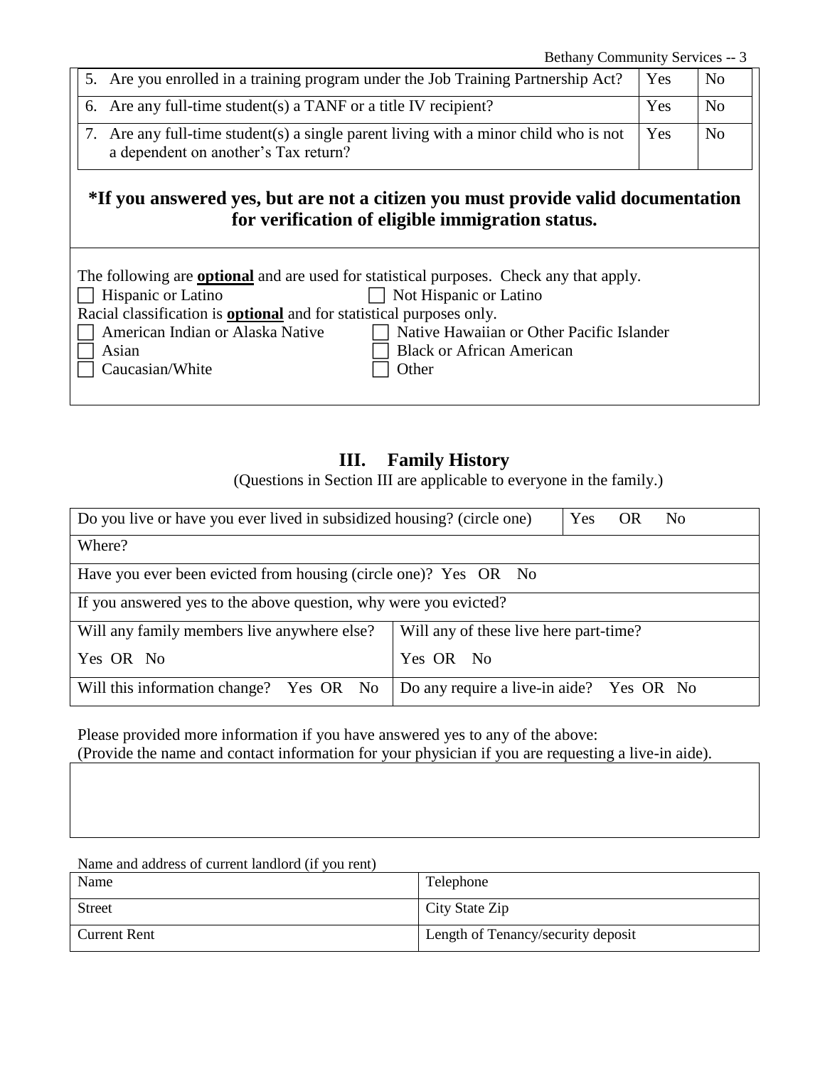| 5. Are you enrolled in a training program under the Job Training Partnership Act? | Yes | No |
| --- | --- | --- |
| 6. Are any full-time student(s) a TANF or a title IV recipient? | Yes | No |
| 7. Are any full-time student(s) a single parent living with a minor child who is not a dependent on another's Tax return? | Yes | No |

**\*If you answered yes, but are not a citizen you must provide valid documentation for verification of eligible immigration status.**

The following are **optional** and are used for statistical purposes. Check any that apply.

- ☐ Hispanic or Latino
- ☐ Not Hispanic or Latino

Racial classification is **optional** and for statistical purposes only.

- ☐ American Indian or Alaska Native
- ☐ Native Hawaiian or Other Pacific Islander
- ☐ Asian
- ☐ Black or African American
- ☐ Caucasian/White
- ☐ Other

## III. Family History

(Questions in Section III are applicable to everyone in the family.)

| Do you live or have you ever lived in subsidized housing? (circle one) | Yes OR No |
| --- | --- |
| Where? | |
| Have you ever been evicted from housing (circle one)? Yes OR No | |
| If you answered yes to the above question, why were you evicted? | |
| Will any family members live anywhere else? Yes OR No | Will any of these live here part-time? Yes OR No |
| Will this information change? Yes OR No | Do any require a live-in aide? Yes OR No |

Please provided more information if you have answered yes to any of the above:
(Provide the name and contact information for your physician if you are requesting a live-in aide).

Name and address of current landlord (if you rent)

| Name | Telephone |
| --- | --- |
| Street | City State Zip |
| Current Rent | Length of Tenancy/security deposit |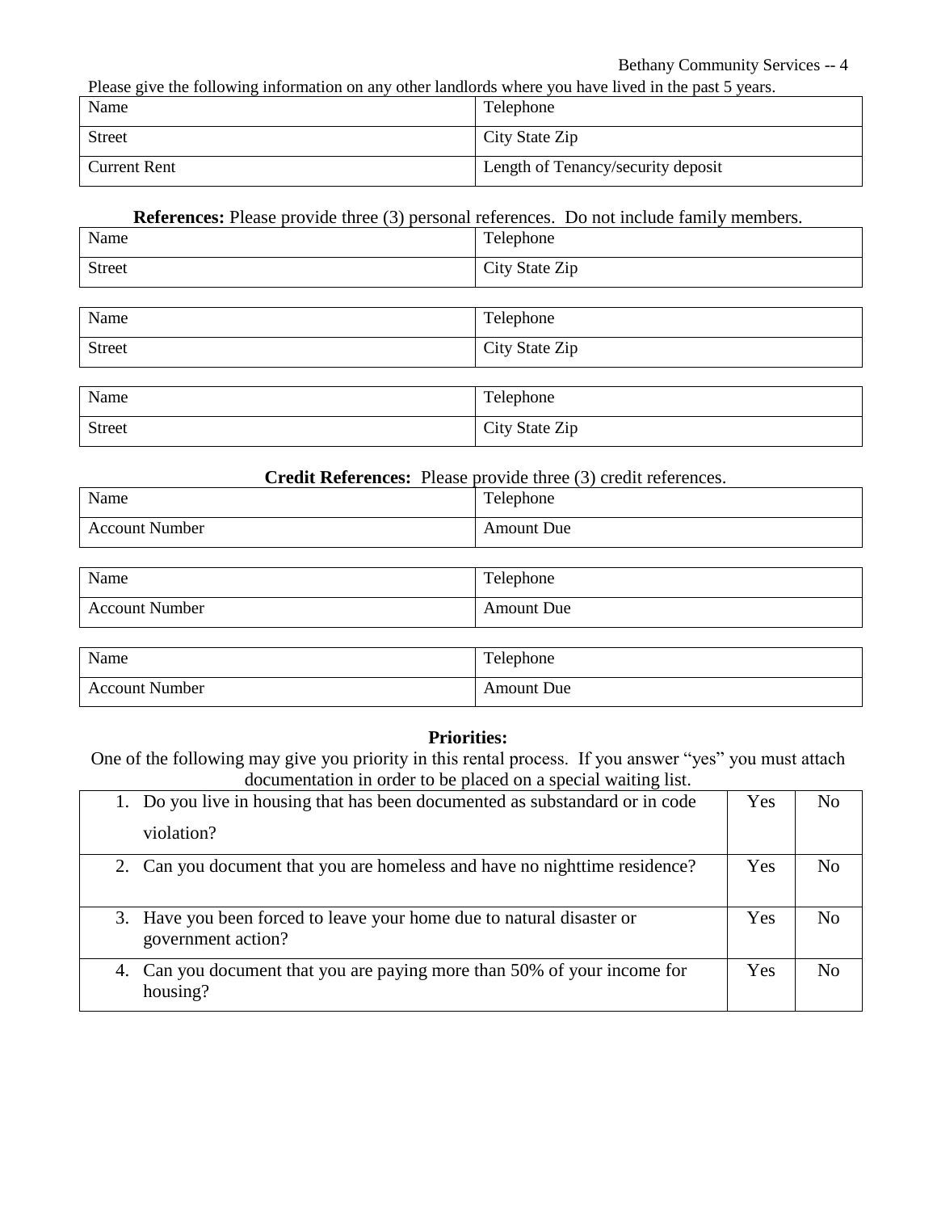Please give the following information on any other landlords where you have lived in the past 5 years.

| Name | Telephone |
|---|---|
| Street | City State Zip |
| Current Rent | Length of Tenancy/security deposit |

**References:** Please provide three (3) personal references. Do not include family members.

| Name | Telephone |
|---|---|
| Street | City State Zip |

| Name | Telephone |
|---|---|
| Street | City State Zip |

| Name | Telephone |
|---|---|
| Street | City State Zip |

**Credit References:** Please provide three (3) credit references.

| Name | Telephone |
|---|---|
| Account Number | Amount Due |

| Name | Telephone |
|---|---|
| Account Number | Amount Due |

| Name | Telephone |
|---|---|
| Account Number | Amount Due |

**Priorities:**

One of the following may give you priority in this rental process. If you answer "yes" you must attach documentation in order to be placed on a special waiting list.

| Question | | |
|---|---|---|
| 1. Do you live in housing that has been documented as substandard or in code violation? | Yes | No |
| 2. Can you document that you are homeless and have no nighttime residence? | Yes | No |
| 3. Have you been forced to leave your home due to natural disaster or government action? | Yes | No |
| 4. Can you document that you are paying more than 50% of your income for housing? | Yes | No |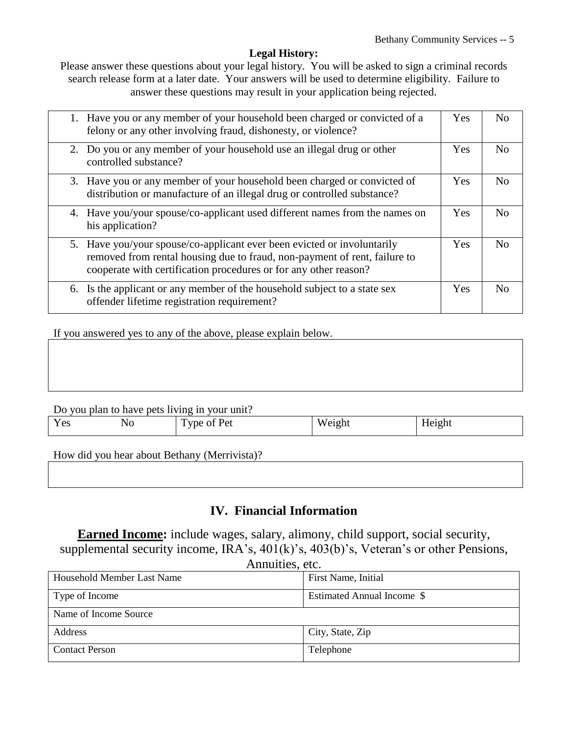**Legal History:**

Please answer these questions about your legal history. You will be asked to sign a criminal records search release form at a later date. Your answers will be used to determine eligibility. Failure to answer these questions may result in your application being rejected.

| Question | Yes | No |
|---|---|---|
| 1. Have you or any member of your household been charged or convicted of a felony or any other involving fraud, dishonesty, or violence? | Yes | No |
| 2. Do you or any member of your household use an illegal drug or other controlled substance? | Yes | No |
| 3. Have you or any member of your household been charged or convicted of distribution or manufacture of an illegal drug or controlled substance? | Yes | No |
| 4. Have you/your spouse/co-applicant used different names from the names on his application? | Yes | No |
| 5. Have you/your spouse/co-applicant ever been evicted or involuntarily removed from rental housing due to fraud, non-payment of rent, failure to cooperate with certification procedures or for any other reason? | Yes | No |
| 6. Is the applicant or any member of the household subject to a state sex offender lifetime registration requirement? | Yes | No |

If you answered yes to any of the above, please explain below.

| |
|---|
| |

Do you plan to have pets living in your unit?

| Yes | No | Type of Pet | Weight | Height |
|---|---|---|---|---|
| | | | | |

How did you hear about Bethany (Merrivista)?

| |
|---|
| |

## IV. Financial Information

**Earned Income:** include wages, salary, alimony, child support, social security, supplemental security income, IRA's, 401(k)'s, 403(b)'s, Veteran's or other Pensions, Annuities, etc.

| Household Member Last Name | First Name, Initial |
|---|---|
| Type of Income | Estimated Annual Income $ |
| Name of Income Source | |
| Address | City, State, Zip |
| Contact Person | Telephone |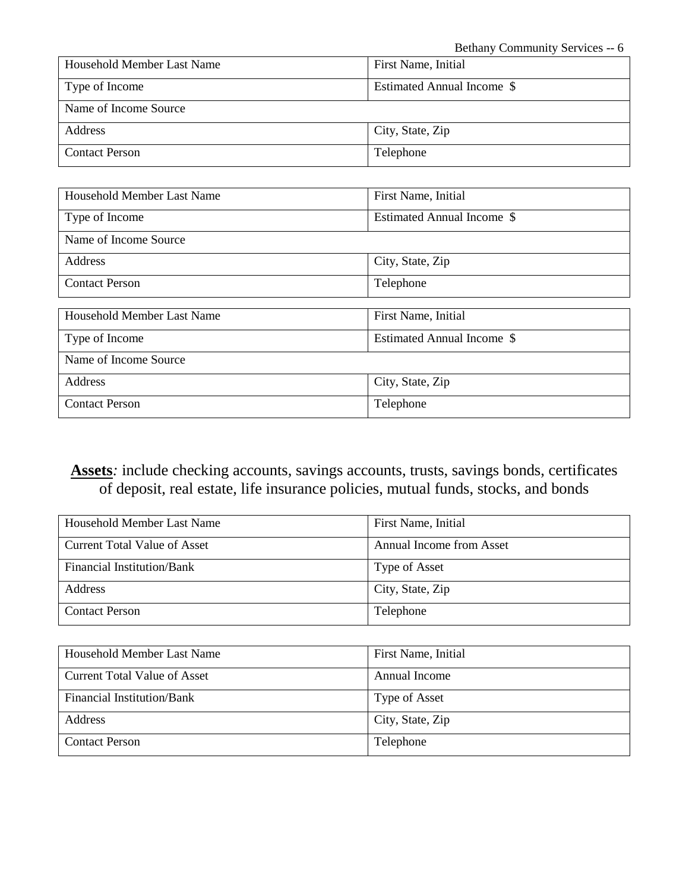| Household Member Last Name | First Name, Initial |
| --- | --- |
| Type of Income | Estimated Annual Income $ |
| Name of Income Source | |
| Address | City, State, Zip |
| Contact Person | Telephone |

| Household Member Last Name | First Name, Initial |
| --- | --- |
| Type of Income | Estimated Annual Income $ |
| Name of Income Source | |
| Address | City, State, Zip |
| Contact Person | Telephone |

| Household Member Last Name | First Name, Initial |
| --- | --- |
| Type of Income | Estimated Annual Income $ |
| Name of Income Source | |
| Address | City, State, Zip |
| Contact Person | Telephone |

**Assets***:* include checking accounts, savings accounts, trusts, savings bonds, certificates of deposit, real estate, life insurance policies, mutual funds, stocks, and bonds

| Household Member Last Name | First Name, Initial |
| --- | --- |
| Current Total Value of Asset | Annual Income from Asset |
| Financial Institution/Bank | Type of Asset |
| Address | City, State, Zip |
| Contact Person | Telephone |

| Household Member Last Name | First Name, Initial |
| --- | --- |
| Current Total Value of Asset | Annual Income |
| Financial Institution/Bank | Type of Asset |
| Address | City, State, Zip |
| Contact Person | Telephone |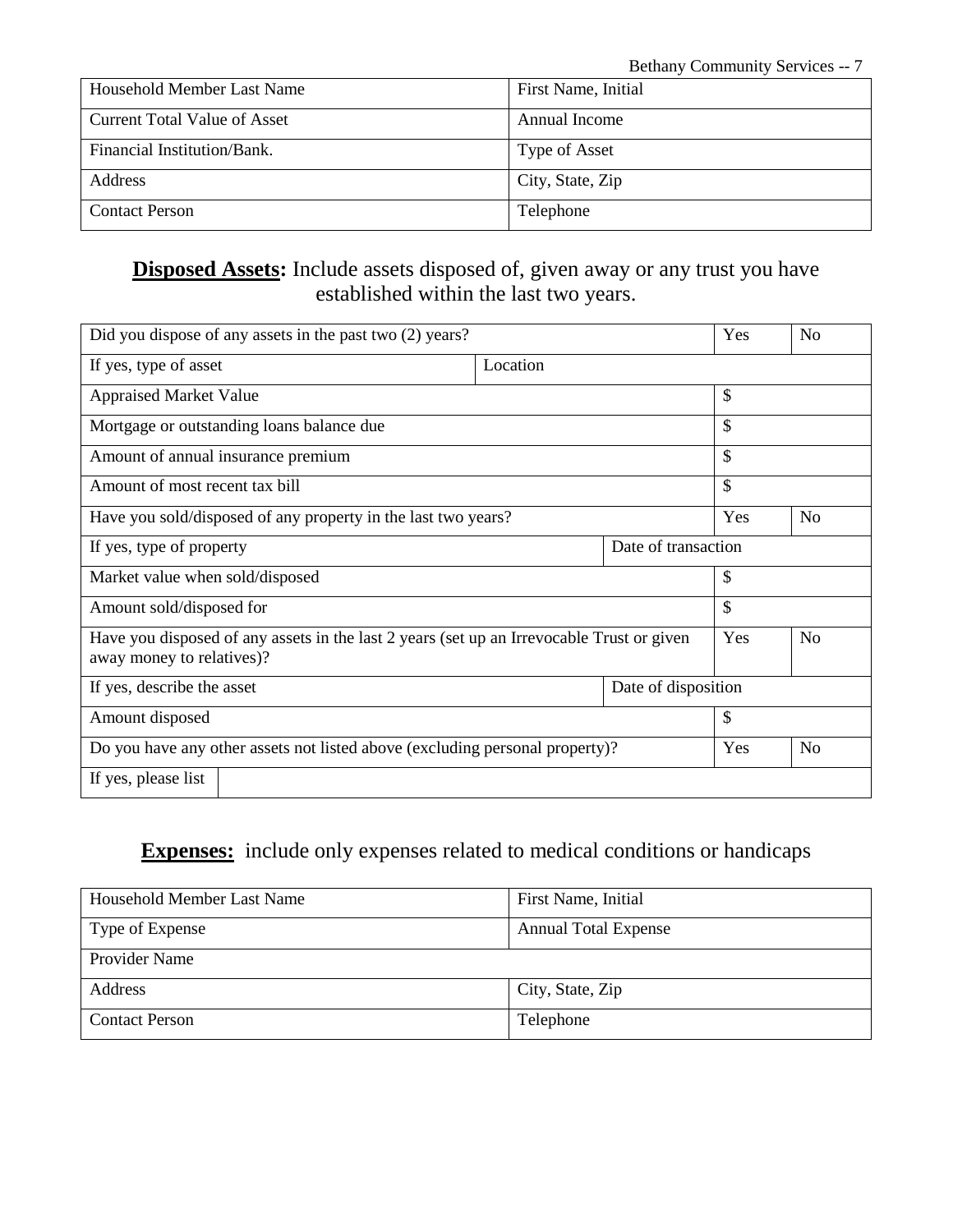| Household Member Last Name | First Name, Initial |
| --- | --- |
| Current Total Value of Asset | Annual Income |
| Financial Institution/Bank. | Type of Asset |
| Address | City, State, Zip |
| Contact Person | Telephone |

## **Disposed Assets:** Include assets disposed of, given away or any trust you have established within the last two years.

| Did you dispose of any assets in the past two (2) years? | | | Yes | No |
| --- | --- | --- | --- | --- |
| If yes, type of asset | Location | | | |
| Appraised Market Value | | | $ | |
| Mortgage or outstanding loans balance due | | | $ | |
| Amount of annual insurance premium | | | $ | |
| Amount of most recent tax bill | | | $ | |
| Have you sold/disposed of any property in the last two years? | | | Yes | No |
| If yes, type of property | | Date of transaction | | |
| Market value when sold/disposed | | | $ | |
| Amount sold/disposed for | | | $ | |
| Have you disposed of any assets in the last 2 years (set up an Irrevocable Trust or given away money to relatives)? | | | Yes | No |
| If yes, describe the asset | | Date of disposition | | |
| Amount disposed | | | $ | |
| Do you have any other assets not listed above (excluding personal property)? | | | Yes | No |
| If yes, please list | | | | |

## **Expenses:** include only expenses related to medical conditions or handicaps

| Household Member Last Name | First Name, Initial |
| --- | --- |
| Type of Expense | Annual Total Expense |
| Provider Name | |
| Address | City, State, Zip |
| Contact Person | Telephone |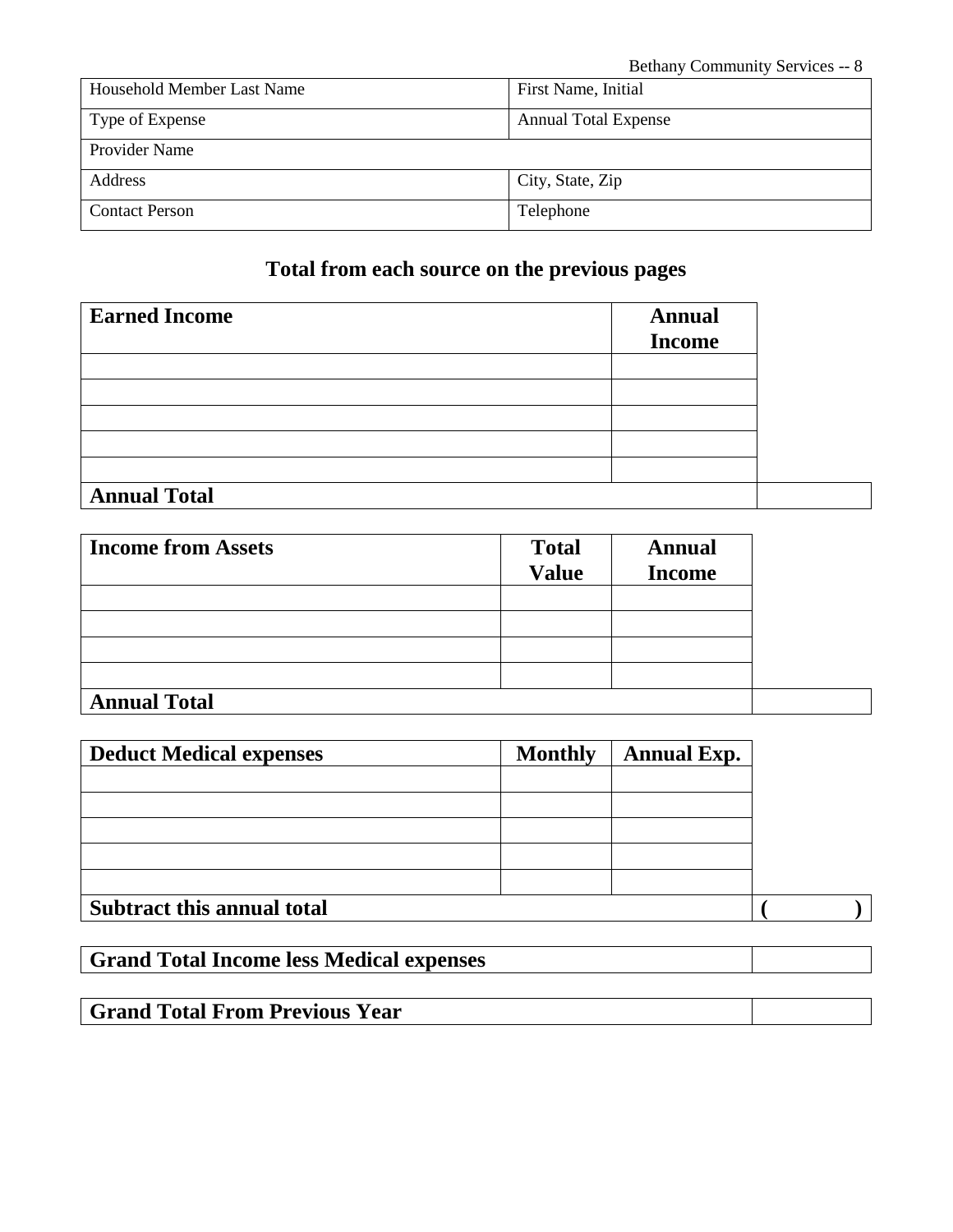| Household Member Last Name | First Name, Initial |
|---|---|
| Type of Expense | Annual Total Expense |
| Provider Name | |
| Address | City, State, Zip |
| Contact Person | Telephone |

## Total from each source on the previous pages

| **Earned Income** | **Annual Income** | |
|---|---|---|
| | | |
| | | |
| | | |
| | | |
| | | |
| **Annual Total** | | |

| **Income from Assets** | **Total Value** | **Annual Income** | |
|---|---|---|---|
| | | | |
| | | | |
| | | | |
| | | | |
| **Annual Total** | | | |

| **Deduct Medical expenses** | **Monthly** | **Annual Exp.** | |
|---|---|---|---|
| | | | |
| | | | |
| | | | |
| | | | |
| | | | |
| **Subtract this annual total** | | | **(  )** |

| **Grand Total Income less Medical expenses** | |
|---|---|

| **Grand Total From Previous Year** | |
|---|---|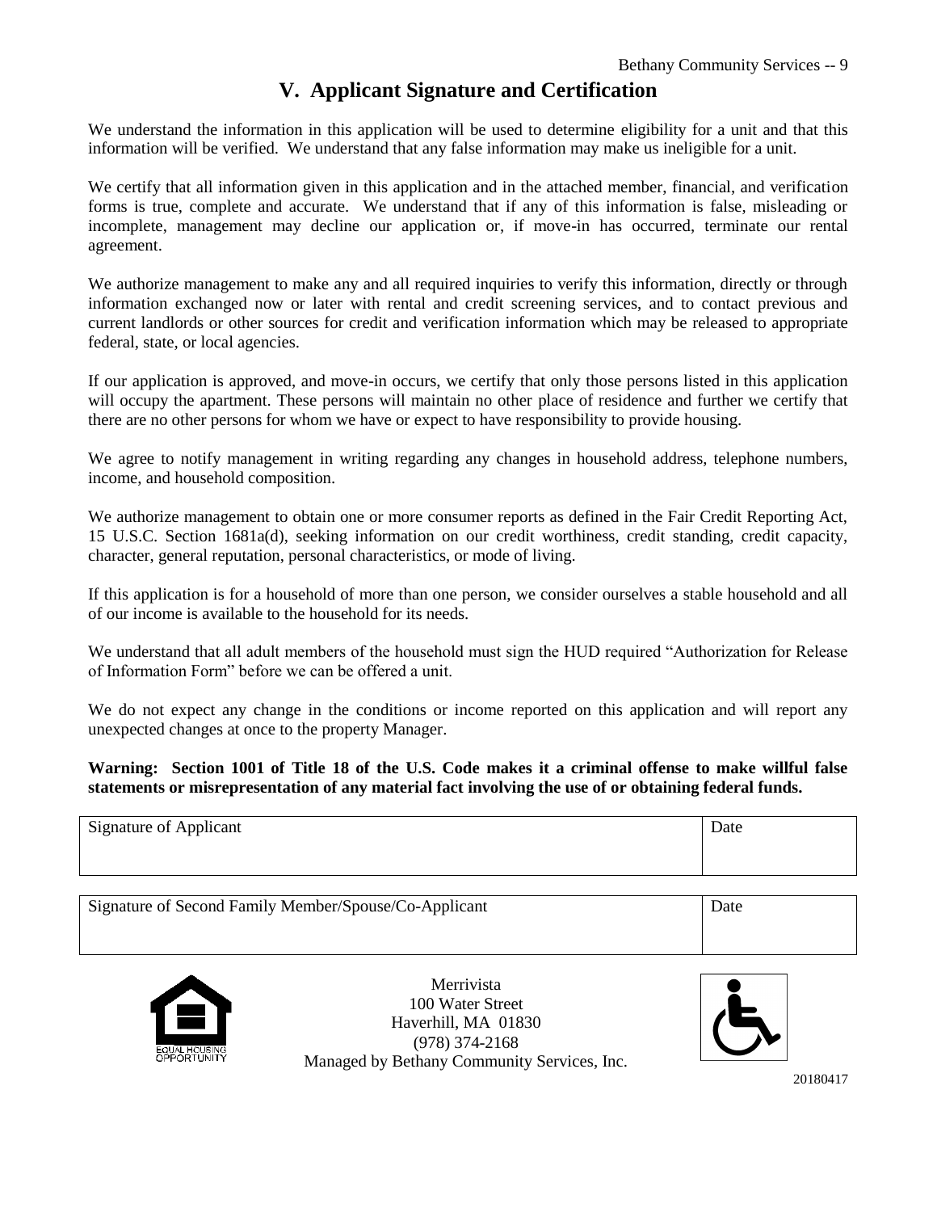## V. Applicant Signature and Certification

We understand the information in this application will be used to determine eligibility for a unit and that this information will be verified. We understand that any false information may make us ineligible for a unit.

We certify that all information given in this application and in the attached member, financial, and verification forms is true, complete and accurate. We understand that if any of this information is false, misleading or incomplete, management may decline our application or, if move-in has occurred, terminate our rental agreement.

We authorize management to make any and all required inquiries to verify this information, directly or through information exchanged now or later with rental and credit screening services, and to contact previous and current landlords or other sources for credit and verification information which may be released to appropriate federal, state, or local agencies.

If our application is approved, and move-in occurs, we certify that only those persons listed in this application will occupy the apartment. These persons will maintain no other place of residence and further we certify that there are no other persons for whom we have or expect to have responsibility to provide housing.

We agree to notify management in writing regarding any changes in household address, telephone numbers, income, and household composition.

We authorize management to obtain one or more consumer reports as defined in the Fair Credit Reporting Act, 15 U.S.C. Section 1681a(d), seeking information on our credit worthiness, credit standing, credit capacity, character, general reputation, personal characteristics, or mode of living.

If this application is for a household of more than one person, we consider ourselves a stable household and all of our income is available to the household for its needs.

We understand that all adult members of the household must sign the HUD required "Authorization for Release of Information Form" before we can be offered a unit.

We do not expect any change in the conditions or income reported on this application and will report any unexpected changes at once to the property Manager.

**Warning: Section 1001 of Title 18 of the U.S. Code makes it a criminal offense to make willful false statements or misrepresentation of any material fact involving the use of or obtaining federal funds.**

| Signature of Applicant | Date |
|---|---|
| | |

| Signature of Second Family Member/Spouse/Co-Applicant | Date |
|---|---|
| | |

EQUAL HOUSING OPPORTUNITY

Merrivista
100 Water Street
Haverhill, MA 01830
(978) 374-2168
Managed by Bethany Community Services, Inc.

20180417